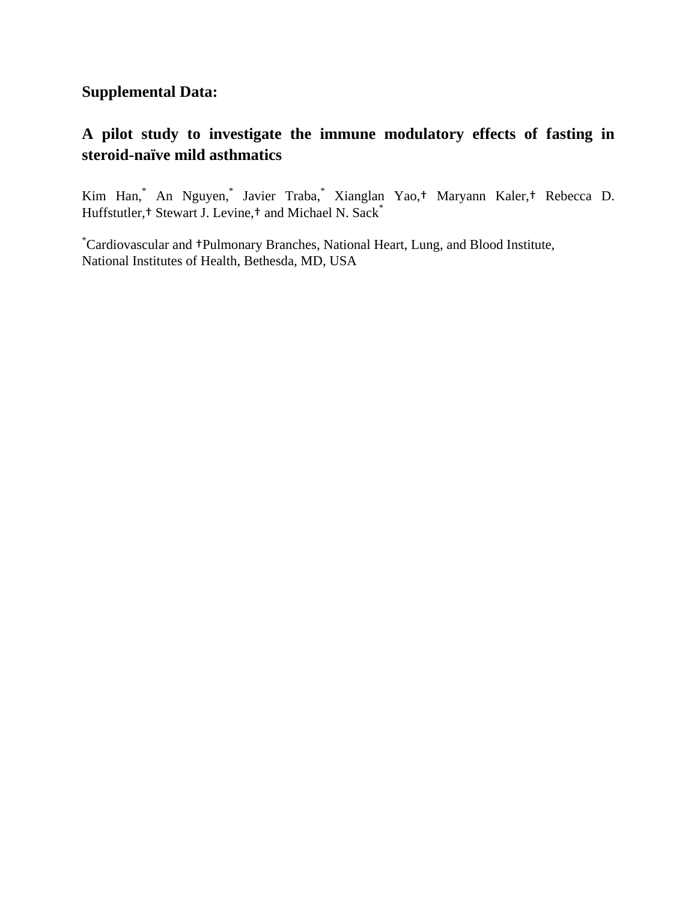**Supplemental Data:**

# A pilot study to investigate the immune modulatory effects of fasting in steroid-naïve mild asthmatics

Kim Han,[*] An Nguyen,[*] Javier Traba,[*] Xianglan Yao,[†] Maryann Kaler,[†] Rebecca D. Huffstutler,[†] Stewart J. Levine,[†] and Michael N. Sack[*]

[*]Cardiovascular and [†]Pulmonary Branches, National Heart, Lung, and Blood Institute, National Institutes of Health, Bethesda, MD, USA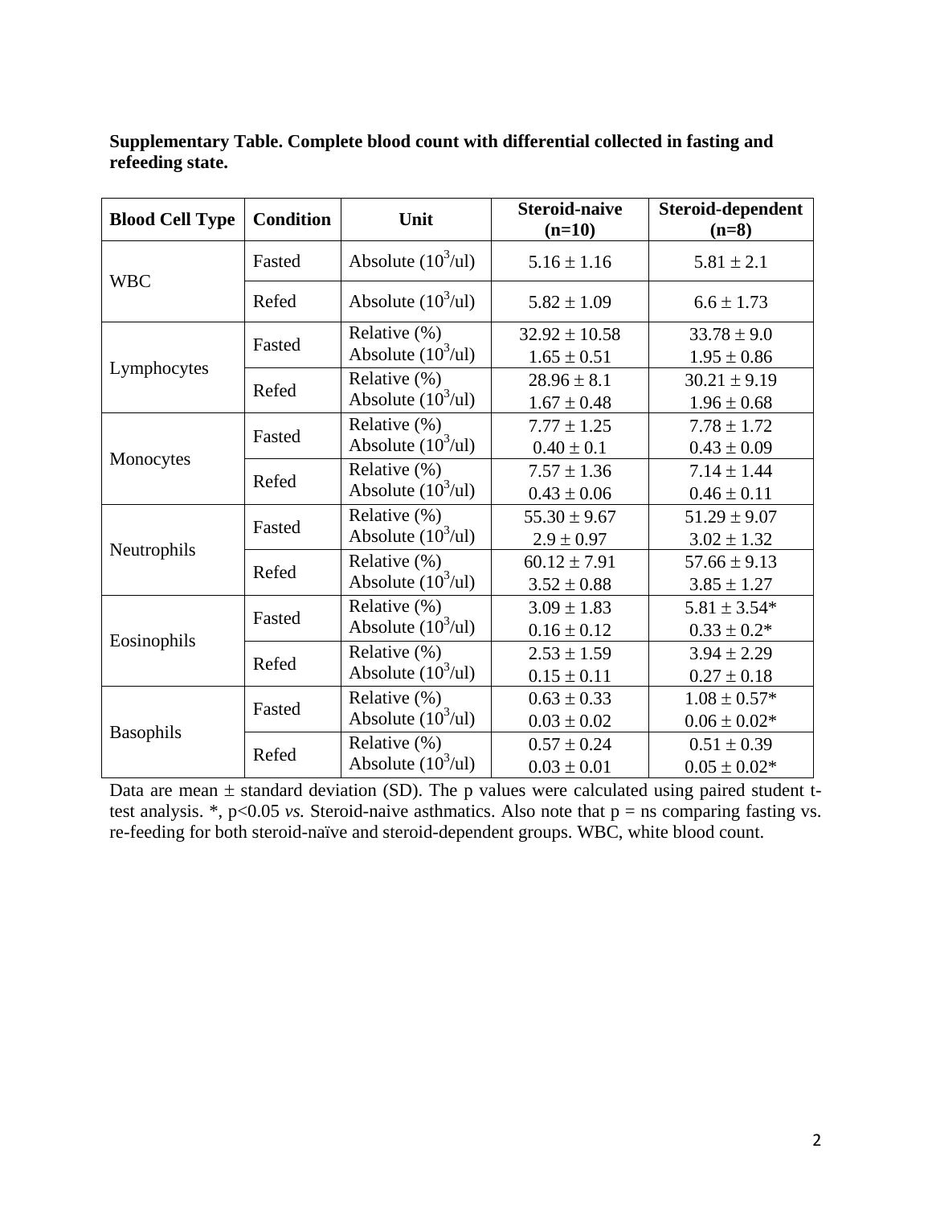**Supplementary Table. Complete blood count with differential collected in fasting and refeeding state.**

| Blood Cell Type | Condition | Unit | Steroid-naive (n=10) | Steroid-dependent (n=8) |
|---|---|---|---|---|
| WBC | Fasted | Absolute ($10^3$/ul) | 5.16 ± 1.16 | 5.81 ± 2.1 |
| | Refed | Absolute ($10^3$/ul) | 5.82 ± 1.09 | 6.6 ± 1.73 |
| Lymphocytes | Fasted | Relative (%)<br>Absolute ($10^3$/ul) | 32.92 ± 10.58<br>1.65 ± 0.51 | 33.78 ± 9.0<br>1.95 ± 0.86 |
| | Refed | Relative (%)<br>Absolute ($10^3$/ul) | 28.96 ± 8.1<br>1.67 ± 0.48 | 30.21 ± 9.19<br>1.96 ± 0.68 |
| Monocytes | Fasted | Relative (%)<br>Absolute ($10^3$/ul) | 7.77 ± 1.25<br>0.40 ± 0.1 | 7.78 ± 1.72<br>0.43 ± 0.09 |
| | Refed | Relative (%)<br>Absolute ($10^3$/ul) | 7.57 ± 1.36<br>0.43 ± 0.06 | 7.14 ± 1.44<br>0.46 ± 0.11 |
| Neutrophils | Fasted | Relative (%)<br>Absolute ($10^3$/ul) | 55.30 ± 9.67<br>2.9 ± 0.97 | 51.29 ± 9.07<br>3.02 ± 1.32 |
| | Refed | Relative (%)<br>Absolute ($10^3$/ul) | 60.12 ± 7.91<br>3.52 ± 0.88 | 57.66 ± 9.13<br>3.85 ± 1.27 |
| Eosinophils | Fasted | Relative (%)<br>Absolute ($10^3$/ul) | 3.09 ± 1.83<br>0.16 ± 0.12 | 5.81 ± 3.54*<br>0.33 ± 0.2* |
| | Refed | Relative (%)<br>Absolute ($10^3$/ul) | 2.53 ± 1.59<br>0.15 ± 0.11 | 3.94 ± 2.29<br>0.27 ± 0.18 |
| Basophils | Fasted | Relative (%)<br>Absolute ($10^3$/ul) | 0.63 ± 0.33<br>0.03 ± 0.02 | 1.08 ± 0.57*<br>0.06 ± 0.02* |
| | Refed | Relative (%)<br>Absolute ($10^3$/ul) | 0.57 ± 0.24<br>0.03 ± 0.01 | 0.51 ± 0.39<br>0.05 ± 0.02* |

Data are mean ± standard deviation (SD). The p values were calculated using paired student t-test analysis. *, $p<0.05$ *vs.* Steroid-naive asthmatics. Also note that p = ns comparing fasting vs. re-feeding for both steroid-naïve and steroid-dependent groups. WBC, white blood count.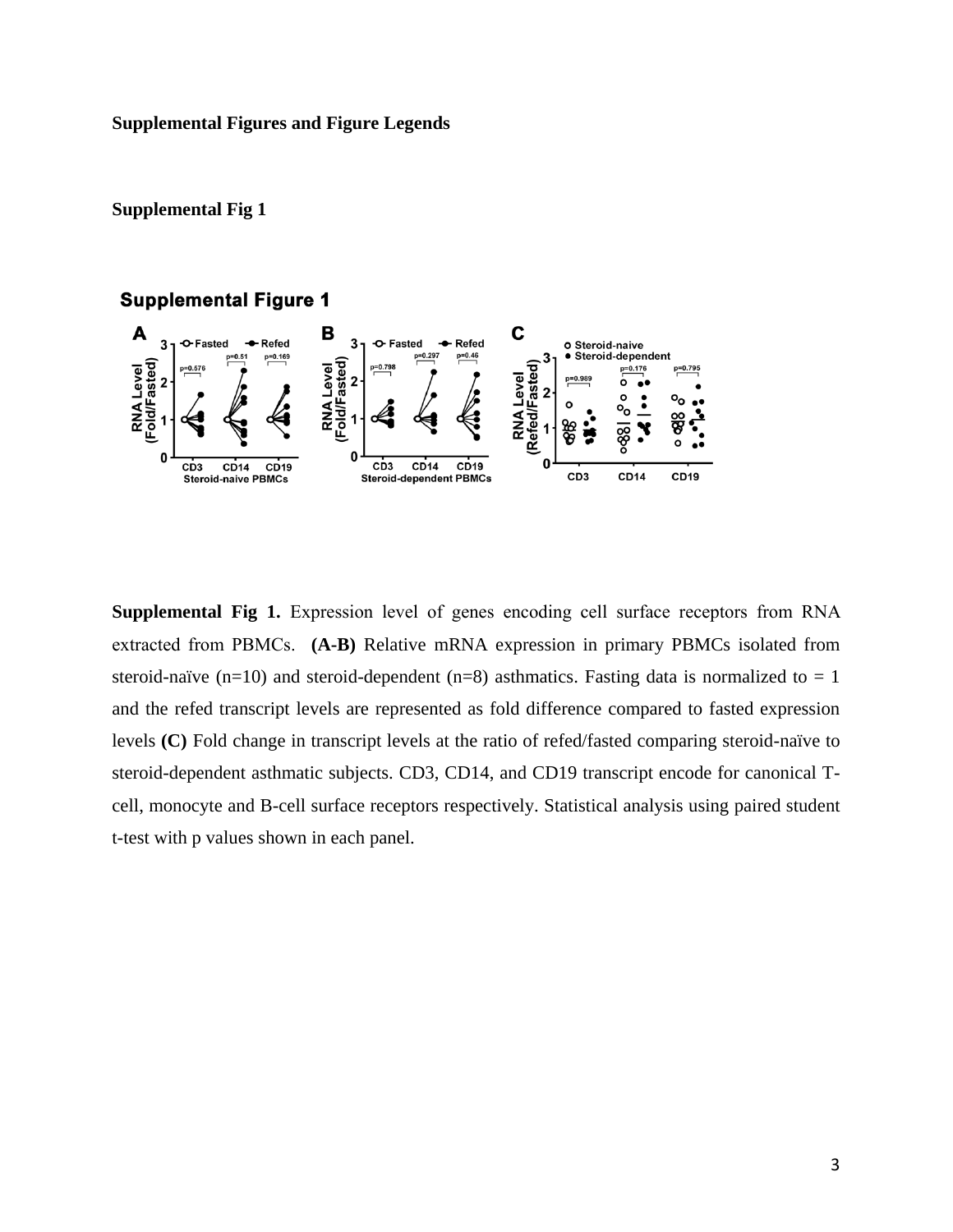**Supplemental Figures and Figure Legends**

**Supplemental Fig 1**

**Supplemental Fig 1.** Expression level of genes encoding cell surface receptors from RNA extracted from PBMCs. **(A-B)** Relative mRNA expression in primary PBMCs isolated from steroid-naïve (n=10) and steroid-dependent (n=8) asthmatics. Fasting data is normalized to = 1 and the refed transcript levels are represented as fold difference compared to fasted expression levels **(C)** Fold change in transcript levels at the ratio of refed/fasted comparing steroid-naïve to steroid-dependent asthmatic subjects. CD3, CD14, and CD19 transcript encode for canonical T-cell, monocyte and B-cell surface receptors respectively. Statistical analysis using paired student t-test with p values shown in each panel.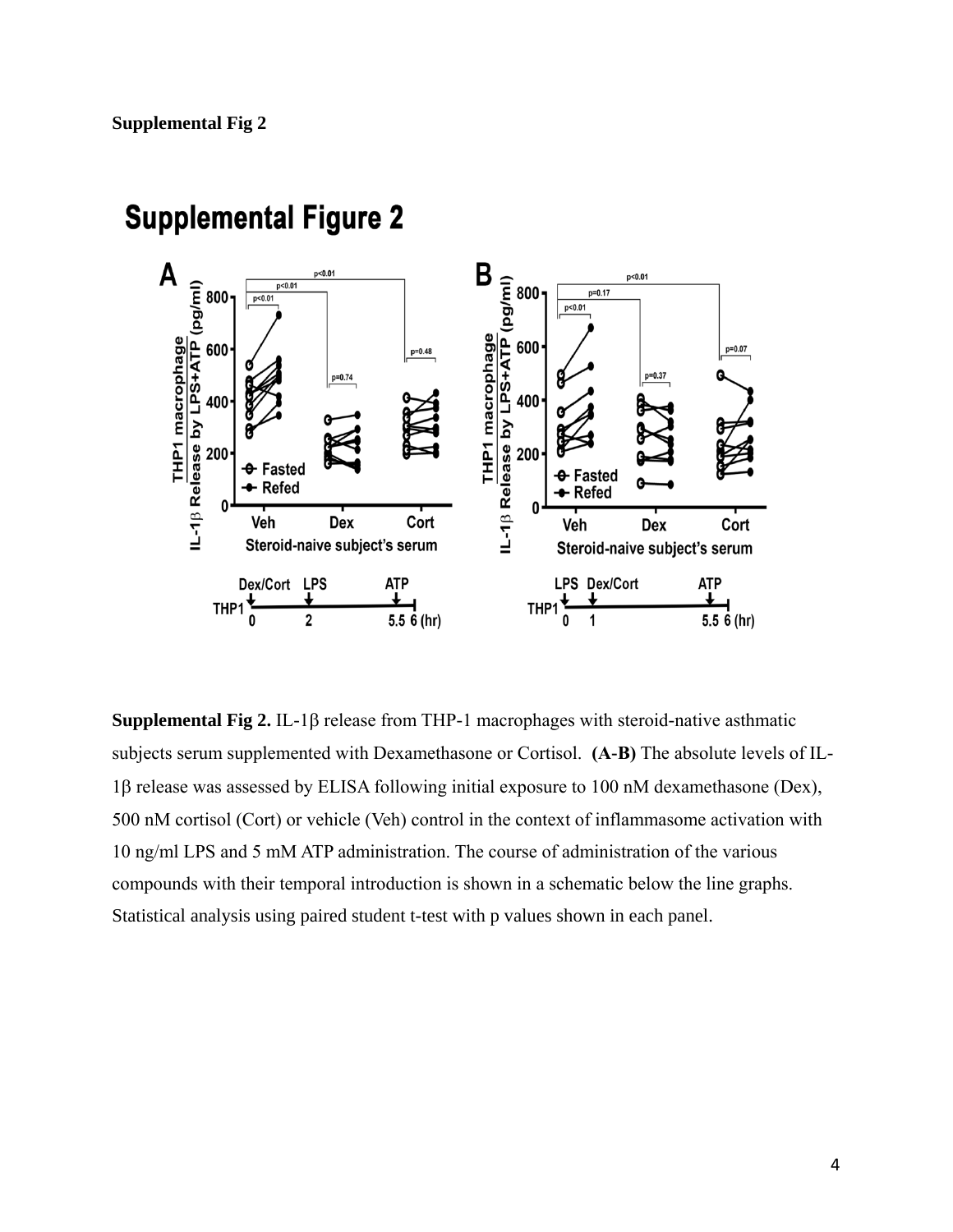**Supplemental Fig 2**

# Supplemental Figure 2

A

p<0.01
p<0.01
p<0.01
p=0.74
p=0.48

THP1 macrophage IL-1β Release by LPS+ATP (pg/ml)

800
600
400
200
0

Fasted
Refed

Veh Dex Cort

Steroid-naive subject's serum

Dex/Cort LPS ATP
THP1 0 2 5.5 6 (hr)

B

p<0.01
p=0.17
p<0.01
p=0.37
p=0.07

THP1 macrophage IL-1β Release by LPS+ATP (pg/ml)

800
600
400
200
0

Fasted
Refed

Veh Dex Cort

Steroid-naive subject's serum

LPS Dex/Cort ATP
THP1 0 1 5.5 6 (hr)

**Supplemental Fig 2.** IL-1β release from THP-1 macrophages with steroid-native asthmatic subjects serum supplemented with Dexamethasone or Cortisol. **(A-B)** The absolute levels of IL-1β release was assessed by ELISA following initial exposure to 100 nM dexamethasone (Dex), 500 nM cortisol (Cort) or vehicle (Veh) control in the context of inflammasome activation with 10 ng/ml LPS and 5 mM ATP administration. The course of administration of the various compounds with their temporal introduction is shown in a schematic below the line graphs. Statistical analysis using paired student t-test with p values shown in each panel.